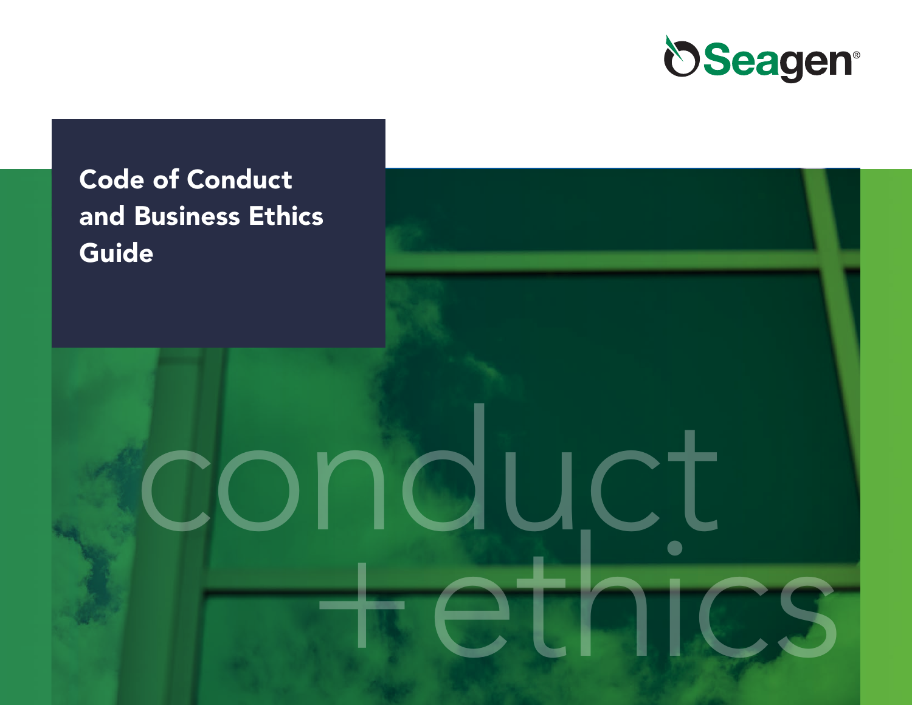Seagen®

# Code of Conduct and Business Ethics Guide

conduct + ethics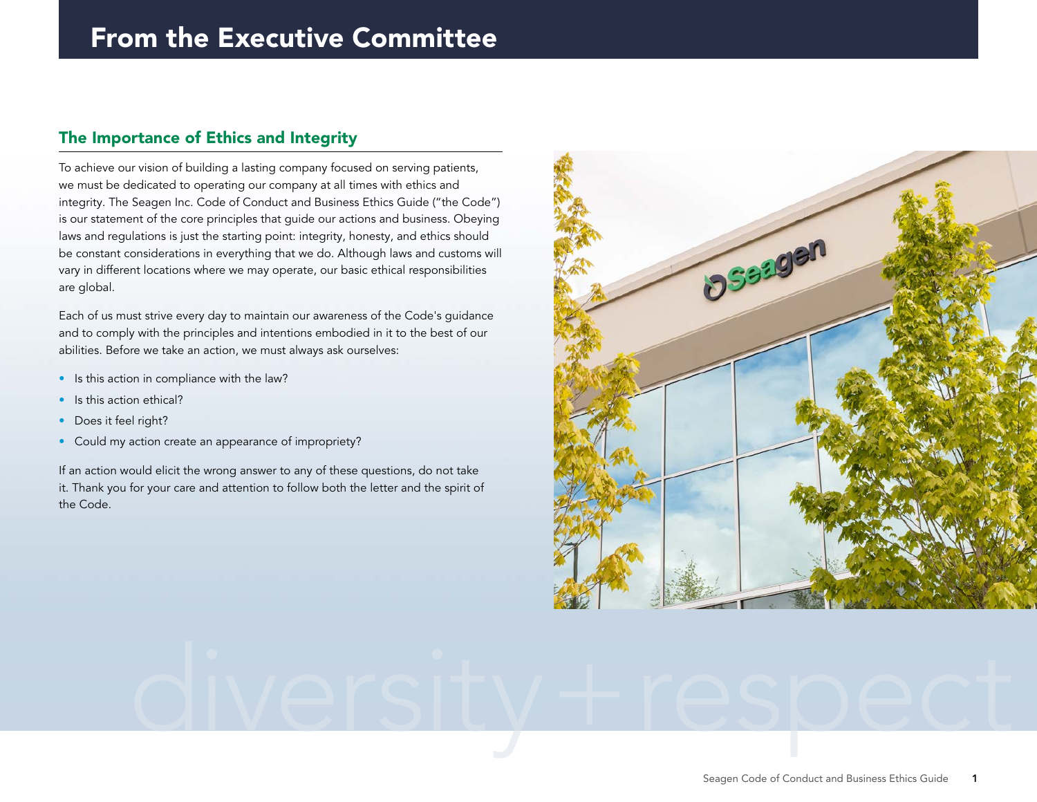# From the Executive Committee

## The Importance of Ethics and Integrity

To achieve our vision of building a lasting company focused on serving patients, we must be dedicated to operating our company at all times with ethics and integrity. The Seagen Inc. Code of Conduct and Business Ethics Guide ("the Code") is our statement of the core principles that guide our actions and business. Obeying laws and regulations is just the starting point: integrity, honesty, and ethics should be constant considerations in everything that we do. Although laws and customs will vary in different locations where we may operate, our basic ethical responsibilities are global.

Each of us must strive every day to maintain our awareness of the Code's guidance and to comply with the principles and intentions embodied in it to the best of our abilities. Before we take an action, we must always ask ourselves:

- Is this action in compliance with the law?
- Is this action ethical?
- Does it feel right?
- Could my action create an appearance of impropriety?

If an action would elicit the wrong answer to any of these questions, do not take it. Thank you for your care and attention to follow both the letter and the spirit of the Code.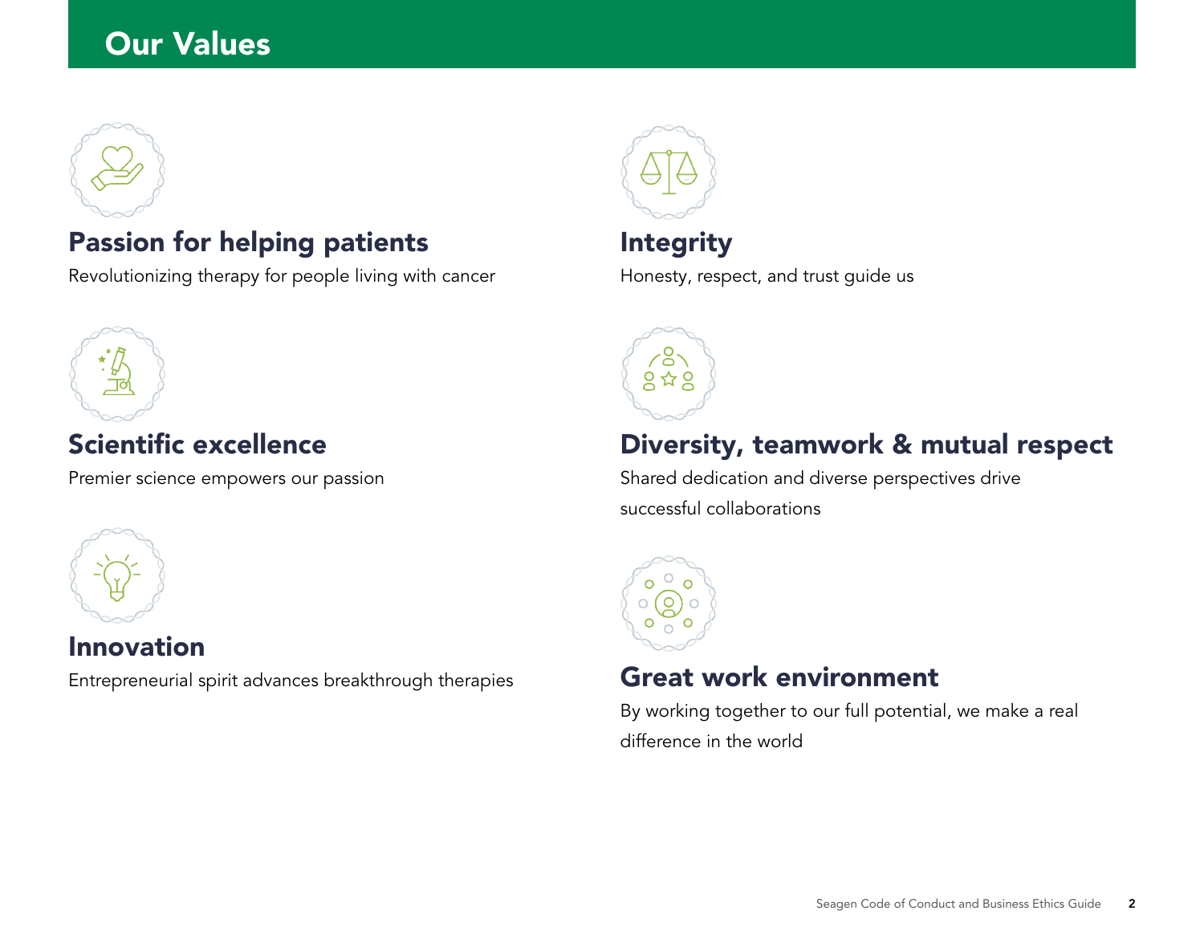# Our Values

## Passion for helping patients

Revolutionizing therapy for people living with cancer

## Scientific excellence

Premier science empowers our passion

## Innovation

Entrepreneurial spirit advances breakthrough therapies

## Integrity

Honesty, respect, and trust guide us

## Diversity, teamwork & mutual respect

Shared dedication and diverse perspectives drive successful collaborations

## Great work environment

By working together to our full potential, we make a real difference in the world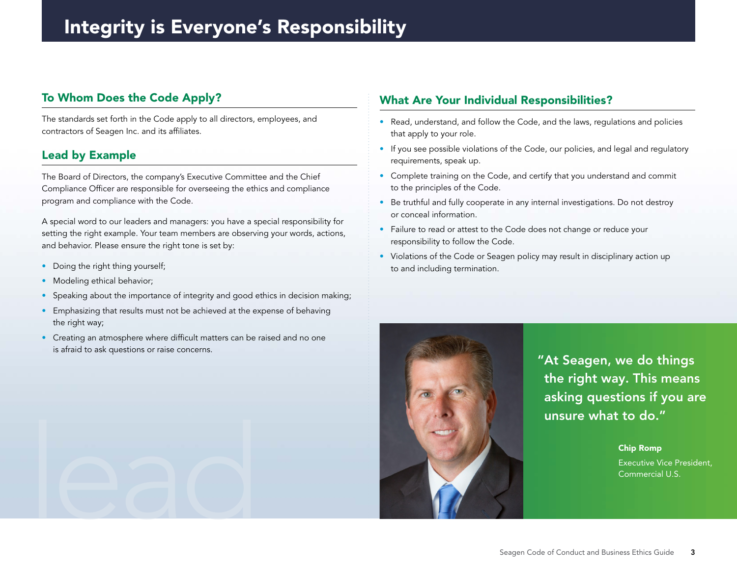# Integrity is Everyone's Responsibility

## To Whom Does the Code Apply?

The standards set forth in the Code apply to all directors, employees, and contractors of Seagen Inc. and its affiliates.

## Lead by Example

The Board of Directors, the company's Executive Committee and the Chief Compliance Officer are responsible for overseeing the ethics and compliance program and compliance with the Code.

A special word to our leaders and managers: you have a special responsibility for setting the right example. Your team members are observing your words, actions, and behavior. Please ensure the right tone is set by:

- Doing the right thing yourself;
- Modeling ethical behavior;
- Speaking about the importance of integrity and good ethics in decision making;
- Emphasizing that results must not be achieved at the expense of behaving the right way;
- Creating an atmosphere where difficult matters can be raised and no one is afraid to ask questions or raise concerns.

## What Are Your Individual Responsibilities?

- Read, understand, and follow the Code, and the laws, regulations and policies that apply to your role.
- If you see possible violations of the Code, our policies, and legal and regulatory requirements, speak up.
- Complete training on the Code, and certify that you understand and commit to the principles of the Code.
- Be truthful and fully cooperate in any internal investigations. Do not destroy or conceal information.
- Failure to read or attest to the Code does not change or reduce your responsibility to follow the Code.
- Violations of the Code or Seagen policy may result in disciplinary action up to and including termination.

"At Seagen, we do things the right way. This means asking questions if you are unsure what to do."

**Chip Romp**
Executive Vice President, Commercial U.S.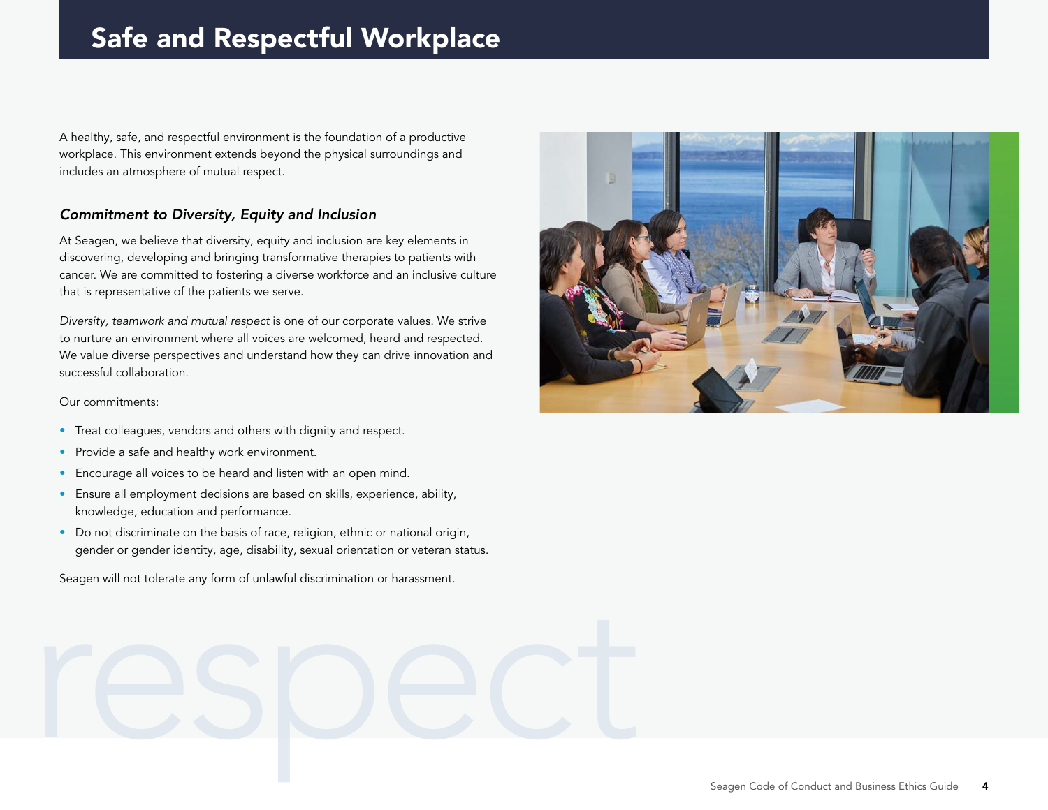# Safe and Respectful Workplace

A healthy, safe, and respectful environment is the foundation of a productive workplace. This environment extends beyond the physical surroundings and includes an atmosphere of mutual respect.

### *Commitment to Diversity, Equity and Inclusion*

At Seagen, we believe that diversity, equity and inclusion are key elements in discovering, developing and bringing transformative therapies to patients with cancer. We are committed to fostering a diverse workforce and an inclusive culture that is representative of the patients we serve.

*Diversity, teamwork and mutual respect* is one of our corporate values. We strive to nurture an environment where all voices are welcomed, heard and respected. We value diverse perspectives and understand how they can drive innovation and successful collaboration.

Our commitments:

- Treat colleagues, vendors and others with dignity and respect.
- Provide a safe and healthy work environment.
- Encourage all voices to be heard and listen with an open mind.
- Ensure all employment decisions are based on skills, experience, ability, knowledge, education and performance.
- Do not discriminate on the basis of race, religion, ethnic or national origin, gender or gender identity, age, disability, sexual orientation or veteran status.

Seagen will not tolerate any form of unlawful discrimination or harassment.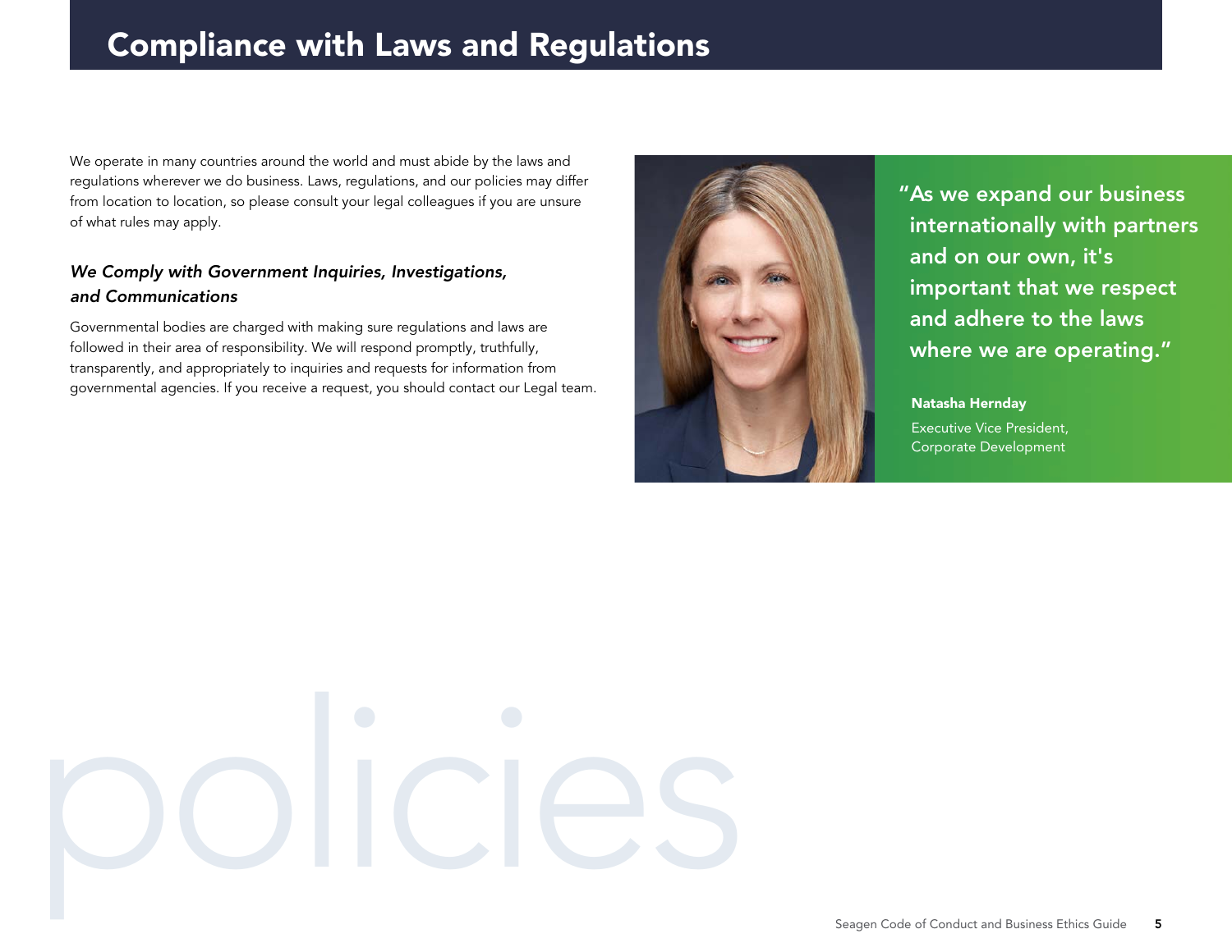# Compliance with Laws and Regulations

We operate in many countries around the world and must abide by the laws and regulations wherever we do business. Laws, regulations, and our policies may differ from location to location, so please consult your legal colleagues if you are unsure of what rules may apply.

### *We Comply with Government Inquiries, Investigations, and Communications*

Governmental bodies are charged with making sure regulations and laws are followed in their area of responsibility. We will respond promptly, truthfully, transparently, and appropriately to inquiries and requests for information from governmental agencies. If you receive a request, you should contact our Legal team.

**"As we expand our business internationally with partners and on our own, it's important that we respect and adhere to the laws where we are operating."**

**Natasha Hernday**
Executive Vice President, Corporate Development

policies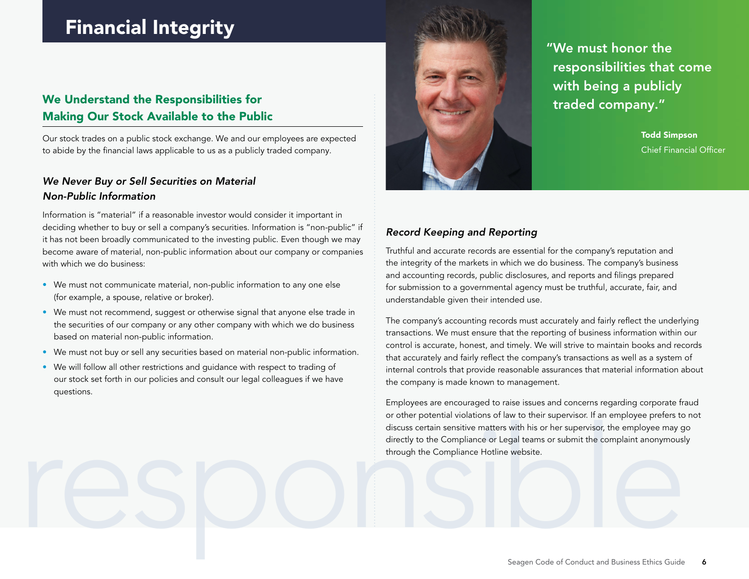# Financial Integrity

## We Understand the Responsibilities for Making Our Stock Available to the Public

Our stock trades on a public stock exchange. We and our employees are expected to abide by the financial laws applicable to us as a publicly traded company.

### *We Never Buy or Sell Securities on Material Non-Public Information*

Information is "material" if a reasonable investor would consider it important in deciding whether to buy or sell a company's securities. Information is "non-public" if it has not been broadly communicated to the investing public. Even though we may become aware of material, non-public information about our company or companies with which we do business:

- We must not communicate material, non-public information to any one else (for example, a spouse, relative or broker).
- We must not recommend, suggest or otherwise signal that anyone else trade in the securities of our company or any other company with which we do business based on material non-public information.
- We must not buy or sell any securities based on material non-public information.
- We will follow all other restrictions and guidance with respect to trading of our stock set forth in our policies and consult our legal colleagues if we have questions.

"We must honor the responsibilities that come with being a publicly traded company."

**Todd Simpson**
Chief Financial Officer

### *Record Keeping and Reporting*

Truthful and accurate records are essential for the company's reputation and the integrity of the markets in which we do business. The company's business and accounting records, public disclosures, and reports and filings prepared for submission to a governmental agency must be truthful, accurate, fair, and understandable given their intended use.

The company's accounting records must accurately and fairly reflect the underlying transactions. We must ensure that the reporting of business information within our control is accurate, honest, and timely. We will strive to maintain books and records that accurately and fairly reflect the company's transactions as well as a system of internal controls that provide reasonable assurances that material information about the company is made known to management.

Employees are encouraged to raise issues and concerns regarding corporate fraud or other potential violations of law to their supervisor. If an employee prefers to not discuss certain sensitive matters with his or her supervisor, the employee may go directly to the Compliance or Legal teams or submit the complaint anonymously through the Compliance Hotline website.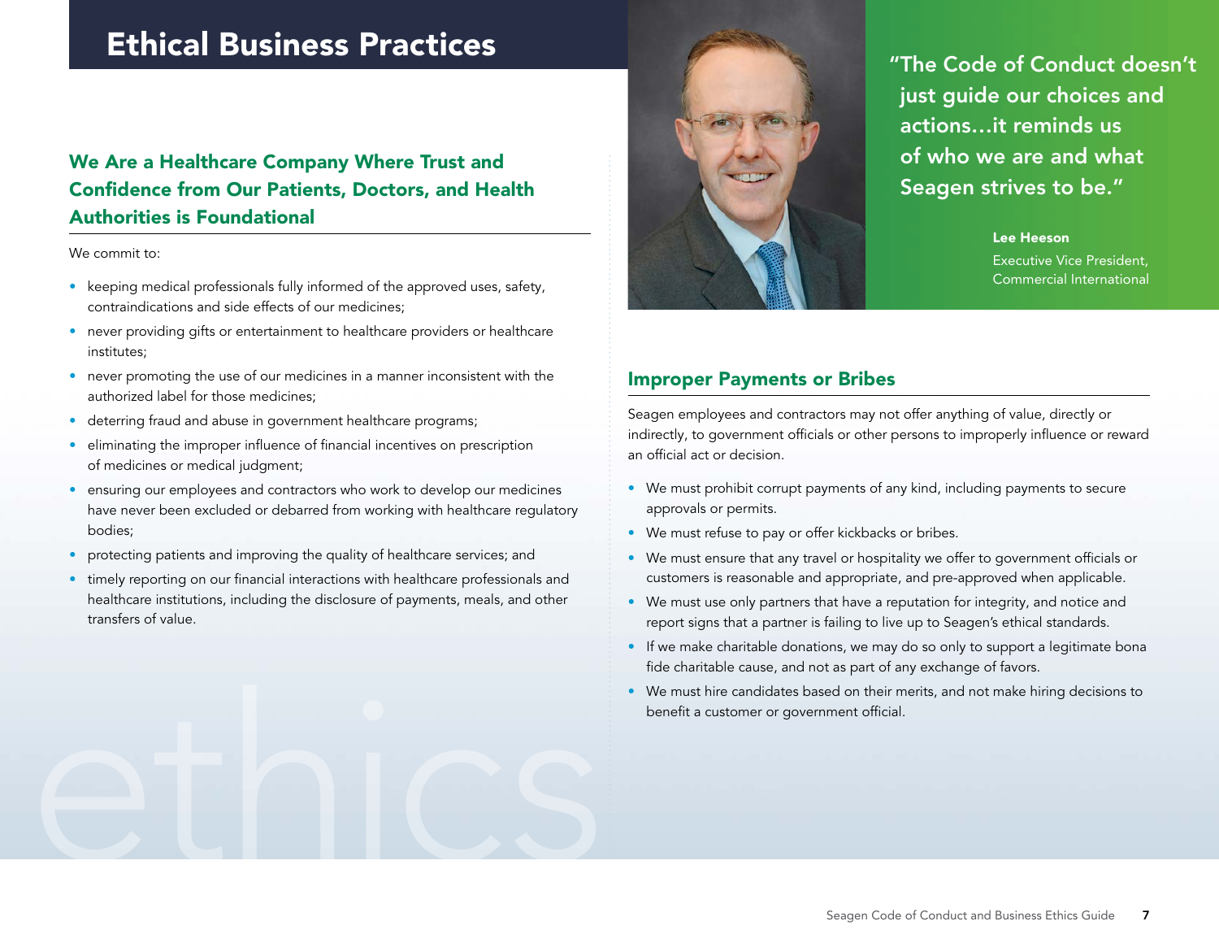# Ethical Business Practices

## We Are a Healthcare Company Where Trust and Confidence from Our Patients, Doctors, and Health Authorities is Foundational

We commit to:

- keeping medical professionals fully informed of the approved uses, safety, contraindications and side effects of our medicines;
- never providing gifts or entertainment to healthcare providers or healthcare institutes;
- never promoting the use of our medicines in a manner inconsistent with the authorized label for those medicines;
- deterring fraud and abuse in government healthcare programs;
- eliminating the improper influence of financial incentives on prescription of medicines or medical judgment;
- ensuring our employees and contractors who work to develop our medicines have never been excluded or debarred from working with healthcare regulatory bodies;
- protecting patients and improving the quality of healthcare services; and
- timely reporting on our financial interactions with healthcare professionals and healthcare institutions, including the disclosure of payments, meals, and other transfers of value.

"The Code of Conduct doesn't just guide our choices and actions…it reminds us of who we are and what Seagen strives to be."

**Lee Heeson**
Executive Vice President, Commercial International

## Improper Payments or Bribes

Seagen employees and contractors may not offer anything of value, directly or indirectly, to government officials or other persons to improperly influence or reward an official act or decision.

- We must prohibit corrupt payments of any kind, including payments to secure approvals or permits.
- We must refuse to pay or offer kickbacks or bribes.
- We must ensure that any travel or hospitality we offer to government officials or customers is reasonable and appropriate, and pre-approved when applicable.
- We must use only partners that have a reputation for integrity, and notice and report signs that a partner is failing to live up to Seagen's ethical standards.
- If we make charitable donations, we may do so only to support a legitimate bona fide charitable cause, and not as part of any exchange of favors.
- We must hire candidates based on their merits, and not make hiring decisions to benefit a customer or government official.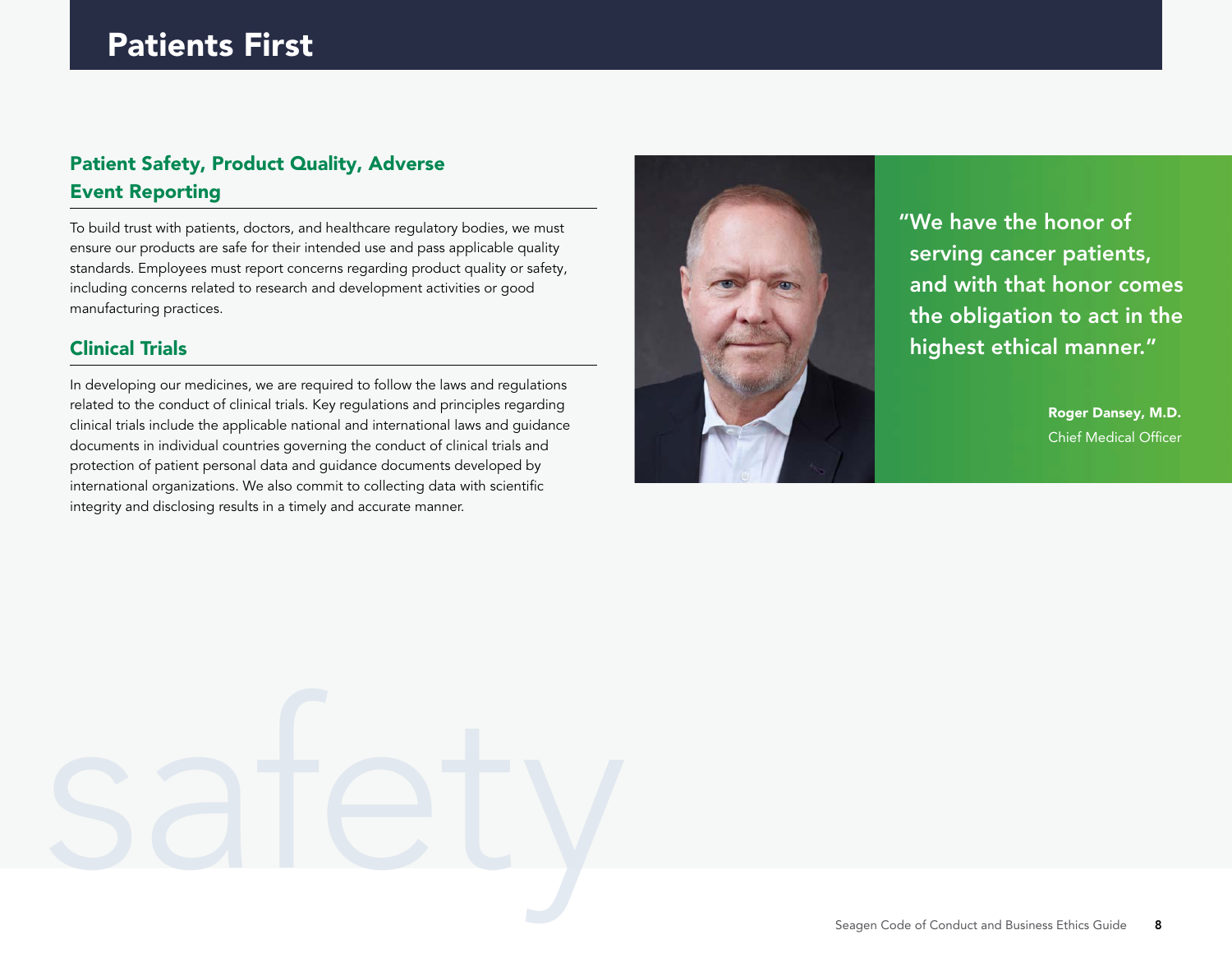# Patients First

## Patient Safety, Product Quality, Adverse Event Reporting

To build trust with patients, doctors, and healthcare regulatory bodies, we must ensure our products are safe for their intended use and pass applicable quality standards. Employees must report concerns regarding product quality or safety, including concerns related to research and development activities or good manufacturing practices.

## Clinical Trials

In developing our medicines, we are required to follow the laws and regulations related to the conduct of clinical trials. Key regulations and principles regarding clinical trials include the applicable national and international laws and guidance documents in individual countries governing the conduct of clinical trials and protection of patient personal data and guidance documents developed by international organizations. We also commit to collecting data with scientific integrity and disclosing results in a timely and accurate manner.

> "We have the honor of serving cancer patients, and with that honor comes the obligation to act in the highest ethical manner."
>
> **Roger Dansey, M.D.**
> Chief Medical Officer

safety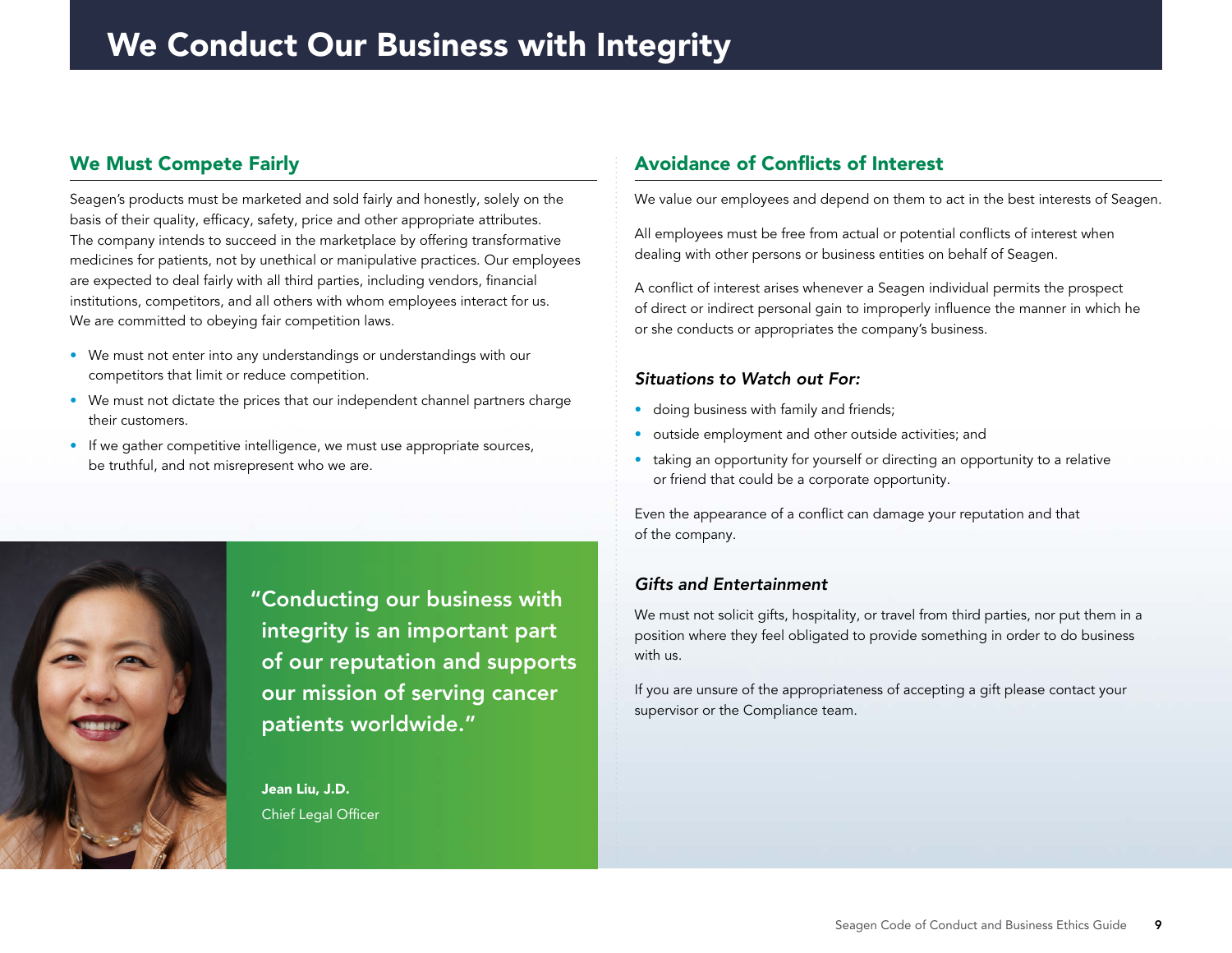# We Conduct Our Business with Integrity

## We Must Compete Fairly

Seagen's products must be marketed and sold fairly and honestly, solely on the basis of their quality, efficacy, safety, price and other appropriate attributes. The company intends to succeed in the marketplace by offering transformative medicines for patients, not by unethical or manipulative practices. Our employees are expected to deal fairly with all third parties, including vendors, financial institutions, competitors, and all others with whom employees interact for us. We are committed to obeying fair competition laws.

- We must not enter into any understandings or understandings with our competitors that limit or reduce competition.
- We must not dictate the prices that our independent channel partners charge their customers.
- If we gather competitive intelligence, we must use appropriate sources, be truthful, and not misrepresent who we are.

"Conducting our business with integrity is an important part of our reputation and supports our mission of serving cancer patients worldwide."

**Jean Liu, J.D.**
Chief Legal Officer

## Avoidance of Conflicts of Interest

We value our employees and depend on them to act in the best interests of Seagen.

All employees must be free from actual or potential conflicts of interest when dealing with other persons or business entities on behalf of Seagen.

A conflict of interest arises whenever a Seagen individual permits the prospect of direct or indirect personal gain to improperly influence the manner in which he or she conducts or appropriates the company's business.

### *Situations to Watch out For:*

- doing business with family and friends;
- outside employment and other outside activities; and
- taking an opportunity for yourself or directing an opportunity to a relative or friend that could be a corporate opportunity.

Even the appearance of a conflict can damage your reputation and that of the company.

### *Gifts and Entertainment*

We must not solicit gifts, hospitality, or travel from third parties, nor put them in a position where they feel obligated to provide something in order to do business with us.

If you are unsure of the appropriateness of accepting a gift please contact your supervisor or the Compliance team.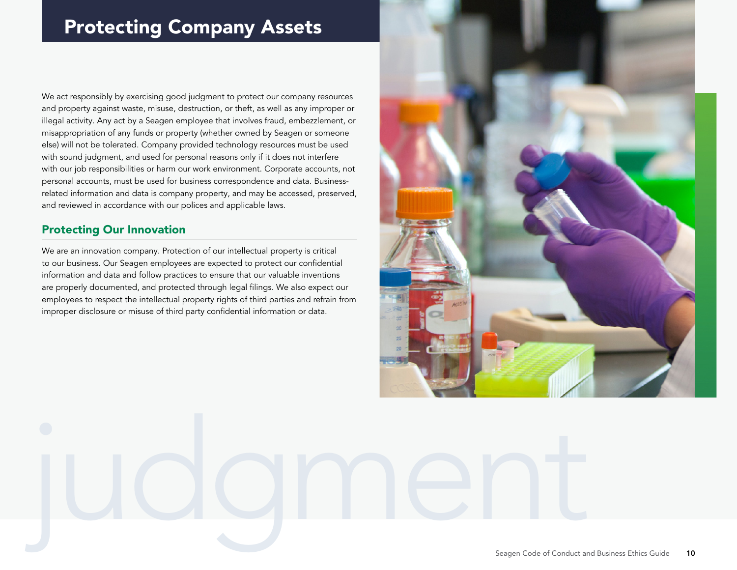# Protecting Company Assets

We act responsibly by exercising good judgment to protect our company resources and property against waste, misuse, destruction, or theft, as well as any improper or illegal activity. Any act by a Seagen employee that involves fraud, embezzlement, or misappropriation of any funds or property (whether owned by Seagen or someone else) will not be tolerated. Company provided technology resources must be used with sound judgment, and used for personal reasons only if it does not interfere with our job responsibilities or harm our work environment. Corporate accounts, not personal accounts, must be used for business correspondence and data. Business-related information and data is company property, and may be accessed, preserved, and reviewed in accordance with our polices and applicable laws.

## Protecting Our Innovation

We are an innovation company. Protection of our intellectual property is critical to our business. Our Seagen employees are expected to protect our confidential information and data and follow practices to ensure that our valuable inventions are properly documented, and protected through legal filings. We also expect our employees to respect the intellectual property rights of third parties and refrain from improper disclosure or misuse of third party confidential information or data.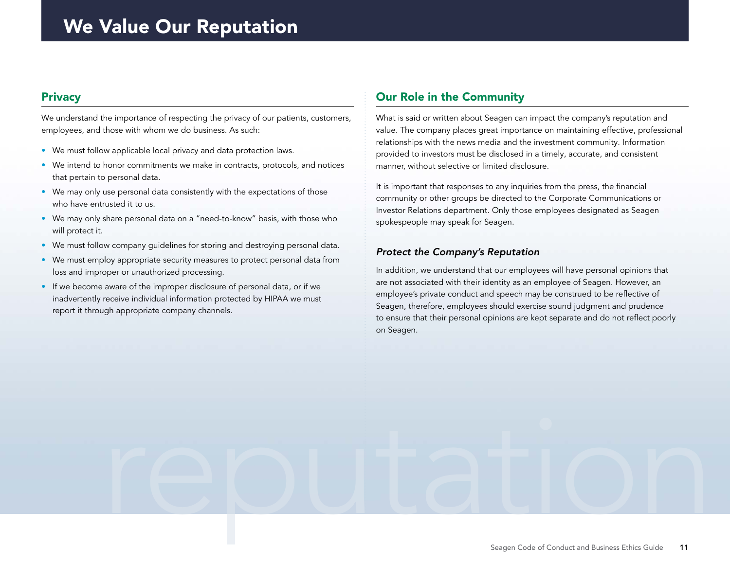# We Value Our Reputation

## Privacy

We understand the importance of respecting the privacy of our patients, customers, employees, and those with whom we do business. As such:

- We must follow applicable local privacy and data protection laws.
- We intend to honor commitments we make in contracts, protocols, and notices that pertain to personal data.
- We may only use personal data consistently with the expectations of those who have entrusted it to us.
- We may only share personal data on a "need-to-know" basis, with those who will protect it.
- We must follow company guidelines for storing and destroying personal data.
- We must employ appropriate security measures to protect personal data from loss and improper or unauthorized processing.
- If we become aware of the improper disclosure of personal data, or if we inadvertently receive individual information protected by HIPAA we must report it through appropriate company channels.

## Our Role in the Community

What is said or written about Seagen can impact the company's reputation and value. The company places great importance on maintaining effective, professional relationships with the news media and the investment community. Information provided to investors must be disclosed in a timely, accurate, and consistent manner, without selective or limited disclosure.

It is important that responses to any inquiries from the press, the financial community or other groups be directed to the Corporate Communications or Investor Relations department. Only those employees designated as Seagen spokespeople may speak for Seagen.

### *Protect the Company's Reputation*

In addition, we understand that our employees will have personal opinions that are not associated with their identity as an employee of Seagen. However, an employee's private conduct and speech may be construed to be reflective of Seagen, therefore, employees should exercise sound judgment and prudence to ensure that their personal opinions are kept separate and do not reflect poorly on Seagen.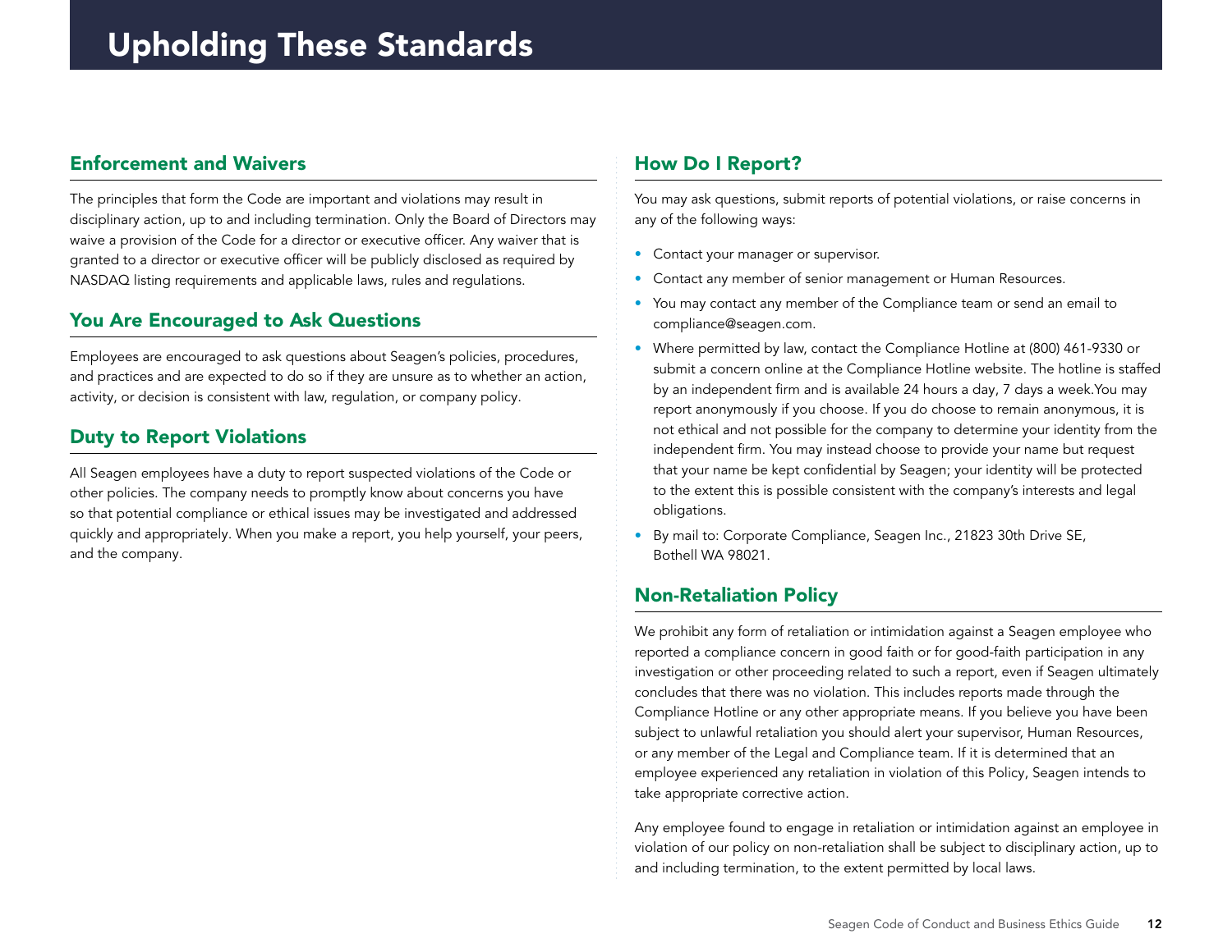# Upholding These Standards

## Enforcement and Waivers

The principles that form the Code are important and violations may result in disciplinary action, up to and including termination. Only the Board of Directors may waive a provision of the Code for a director or executive officer. Any waiver that is granted to a director or executive officer will be publicly disclosed as required by NASDAQ listing requirements and applicable laws, rules and regulations.

## You Are Encouraged to Ask Questions

Employees are encouraged to ask questions about Seagen's policies, procedures, and practices and are expected to do so if they are unsure as to whether an action, activity, or decision is consistent with law, regulation, or company policy.

## Duty to Report Violations

All Seagen employees have a duty to report suspected violations of the Code or other policies. The company needs to promptly know about concerns you have so that potential compliance or ethical issues may be investigated and addressed quickly and appropriately. When you make a report, you help yourself, your peers, and the company.

## How Do I Report?

You may ask questions, submit reports of potential violations, or raise concerns in any of the following ways:

- Contact your manager or supervisor.
- Contact any member of senior management or Human Resources.
- You may contact any member of the Compliance team or send an email to compliance@seagen.com.
- Where permitted by law, contact the Compliance Hotline at (800) 461-9330 or submit a concern online at the Compliance Hotline website. The hotline is staffed by an independent firm and is available 24 hours a day, 7 days a week.You may report anonymously if you choose. If you do choose to remain anonymous, it is not ethical and not possible for the company to determine your identity from the independent firm. You may instead choose to provide your name but request that your name be kept confidential by Seagen; your identity will be protected to the extent this is possible consistent with the company's interests and legal obligations.
- By mail to: Corporate Compliance, Seagen Inc., 21823 30th Drive SE, Bothell WA 98021.

## Non-Retaliation Policy

We prohibit any form of retaliation or intimidation against a Seagen employee who reported a compliance concern in good faith or for good-faith participation in any investigation or other proceeding related to such a report, even if Seagen ultimately concludes that there was no violation. This includes reports made through the Compliance Hotline or any other appropriate means. If you believe you have been subject to unlawful retaliation you should alert your supervisor, Human Resources, or any member of the Legal and Compliance team. If it is determined that an employee experienced any retaliation in violation of this Policy, Seagen intends to take appropriate corrective action.

Any employee found to engage in retaliation or intimidation against an employee in violation of our policy on non-retaliation shall be subject to disciplinary action, up to and including termination, to the extent permitted by local laws.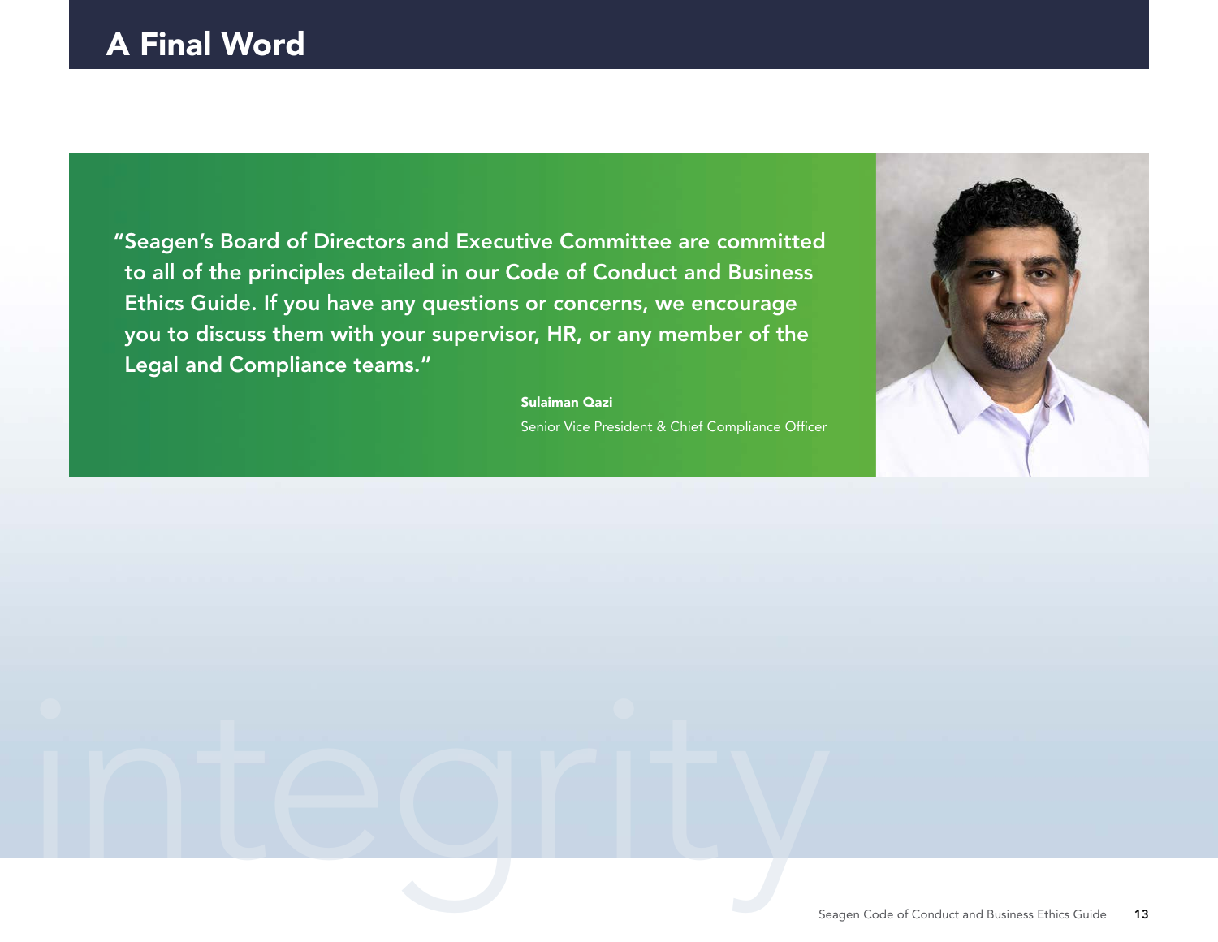# A Final Word

"Seagen's Board of Directors and Executive Committee are committed to all of the principles detailed in our Code of Conduct and Business Ethics Guide. If you have any questions or concerns, we encourage you to discuss them with your supervisor, HR, or any member of the Legal and Compliance teams."

**Sulaiman Qazi**
Senior Vice President & Chief Compliance Officer

integrity